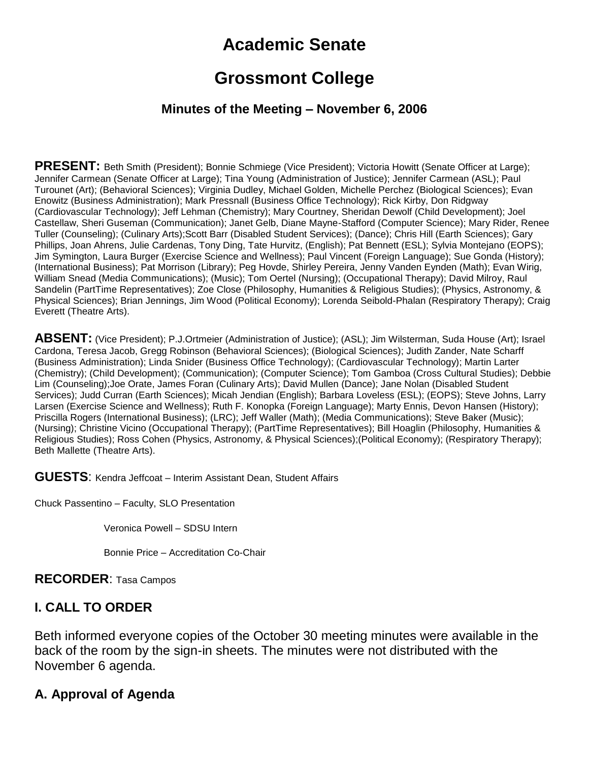# Academic Senate

# Grossmont College

### Minutes of the Meeting – November 6, 2006

**PRESENT:** Beth Smith (President); Bonnie Schmiege (Vice President); Victoria Howitt (Senate Officer at Large); Jennifer Carmean (Senate Officer at Large); Tina Young (Administration of Justice); Jennifer Carmean (ASL); Paul Turounet (Art); (Behavioral Sciences); Virginia Dudley, Michael Golden, Michelle Perchez (Biological Sciences); Evan Enowitz (Business Administration); Mark Pressnall (Business Office Technology); Rick Kirby, Don Ridgway (Cardiovascular Technology); Jeff Lehman (Chemistry); Mary Courtney, Sheridan Dewolf (Child Development); Joel Castellaw, Sheri Guseman (Communication); Janet Gelb, Diane Mayne-Stafford (Computer Science); Mary Rider, Renee Tuller (Counseling); (Culinary Arts);Scott Barr (Disabled Student Services); (Dance); Chris Hill (Earth Sciences); Gary Phillips, Joan Ahrens, Julie Cardenas, Tony Ding, Tate Hurvitz, (English); Pat Bennett (ESL); Sylvia Montejano (EOPS); Jim Symington, Laura Burger (Exercise Science and Wellness); Paul Vincent (Foreign Language); Sue Gonda (History); (International Business); Pat Morrison (Library); Peg Hovde, Shirley Pereira, Jenny Vanden Eynden (Math); Evan Wirig, William Snead (Media Communications); (Music); Tom Oertel (Nursing); (Occupational Therapy); David Milroy, Raul Sandelin (PartTime Representatives); Zoe Close (Philosophy, Humanities & Religious Studies); (Physics, Astronomy, & Physical Sciences); Brian Jennings, Jim Wood (Political Economy); Lorenda Seibold-Phalan (Respiratory Therapy); Craig Everett (Theatre Arts).

**ABSENT:** (Vice President); P.J.Ortmeier (Administration of Justice); (ASL); Jim Wilsterman, Suda House (Art); Israel Cardona, Teresa Jacob, Gregg Robinson (Behavioral Sciences); (Biological Sciences); Judith Zander, Nate Scharff (Business Administration); Linda Snider (Business Office Technology); (Cardiovascular Technology); Martin Larter (Chemistry); (Child Development); (Communication); (Computer Science); Tom Gamboa (Cross Cultural Studies); Debbie Lim (Counseling);Joe Orate, James Foran (Culinary Arts); David Mullen (Dance); Jane Nolan (Disabled Student Services); Judd Curran (Earth Sciences); Micah Jendian (English); Barbara Loveless (ESL); (EOPS); Steve Johns, Larry Larsen (Exercise Science and Wellness); Ruth F. Konopka (Foreign Language); Marty Ennis, Devon Hansen (History); Priscilla Rogers (International Business); (LRC); Jeff Waller (Math); (Media Communications); Steve Baker (Music); (Nursing); Christine Vicino (Occupational Therapy); (PartTime Representatives); Bill Hoaglin (Philosophy, Humanities & Religious Studies); Ross Cohen (Physics, Astronomy, & Physical Sciences);(Political Economy); (Respiratory Therapy); Beth Mallette (Theatre Arts).

**GUESTS**: Kendra Jeffcoat – Interim Assistant Dean, Student Affairs

Chuck Passentino – Faculty, SLO Presentation

Veronica Powell – SDSU Intern

Bonnie Price – Accreditation Co-Chair

**RECORDER**: Tasa Campos

## I. CALL TO ORDER

Beth informed everyone copies of the October 30 meeting minutes were available in the back of the room by the sign-in sheets. The minutes were not distributed with the November 6 agenda.

### A. Approval of Agenda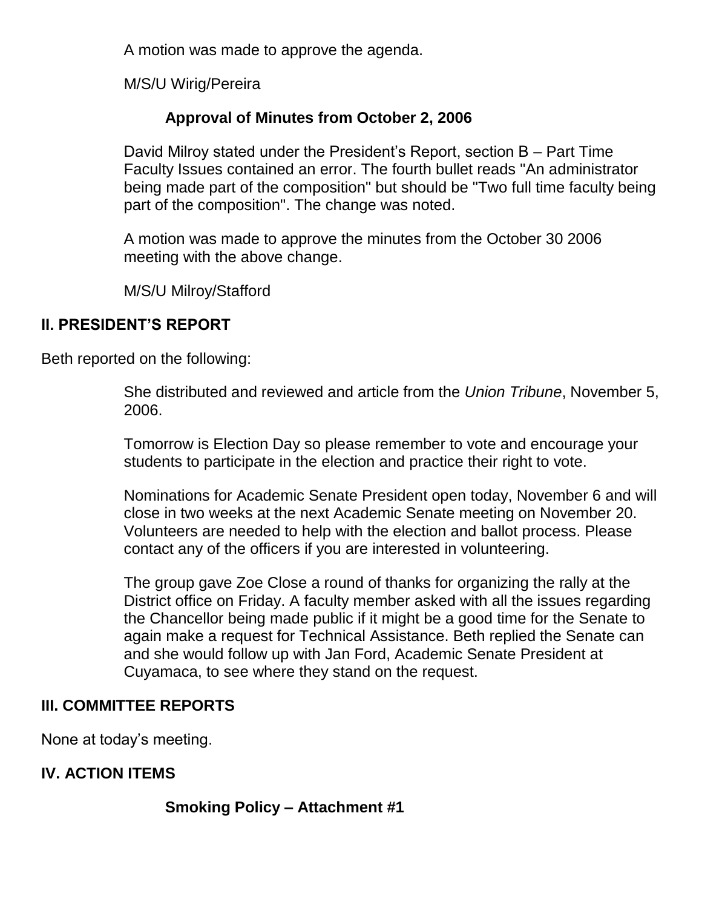A motion was made to approve the agenda.

M/S/U Wirig/Pereira

**Approval of Minutes from October 2, 2006**

David Milroy stated under the President's Report, section B – Part Time Faculty Issues contained an error. The fourth bullet reads "An administrator being made part of the composition" but should be "Two full time faculty being part of the composition". The change was noted.

A motion was made to approve the minutes from the October 30 2006 meeting with the above change.

M/S/U Milroy/Stafford

## II. PRESIDENT'S REPORT

Beth reported on the following:

She distributed and reviewed and article from the *Union Tribune*, November 5, 2006.

Tomorrow is Election Day so please remember to vote and encourage your students to participate in the election and practice their right to vote.

Nominations for Academic Senate President open today, November 6 and will close in two weeks at the next Academic Senate meeting on November 20. Volunteers are needed to help with the election and ballot process. Please contact any of the officers if you are interested in volunteering.

The group gave Zoe Close a round of thanks for organizing the rally at the District office on Friday. A faculty member asked with all the issues regarding the Chancellor being made public if it might be a good time for the Senate to again make a request for Technical Assistance. Beth replied the Senate can and she would follow up with Jan Ford, Academic Senate President at Cuyamaca, to see where they stand on the request.

## III. COMMITTEE REPORTS

None at today's meeting.

## IV. ACTION ITEMS

**Smoking Policy – Attachment #1**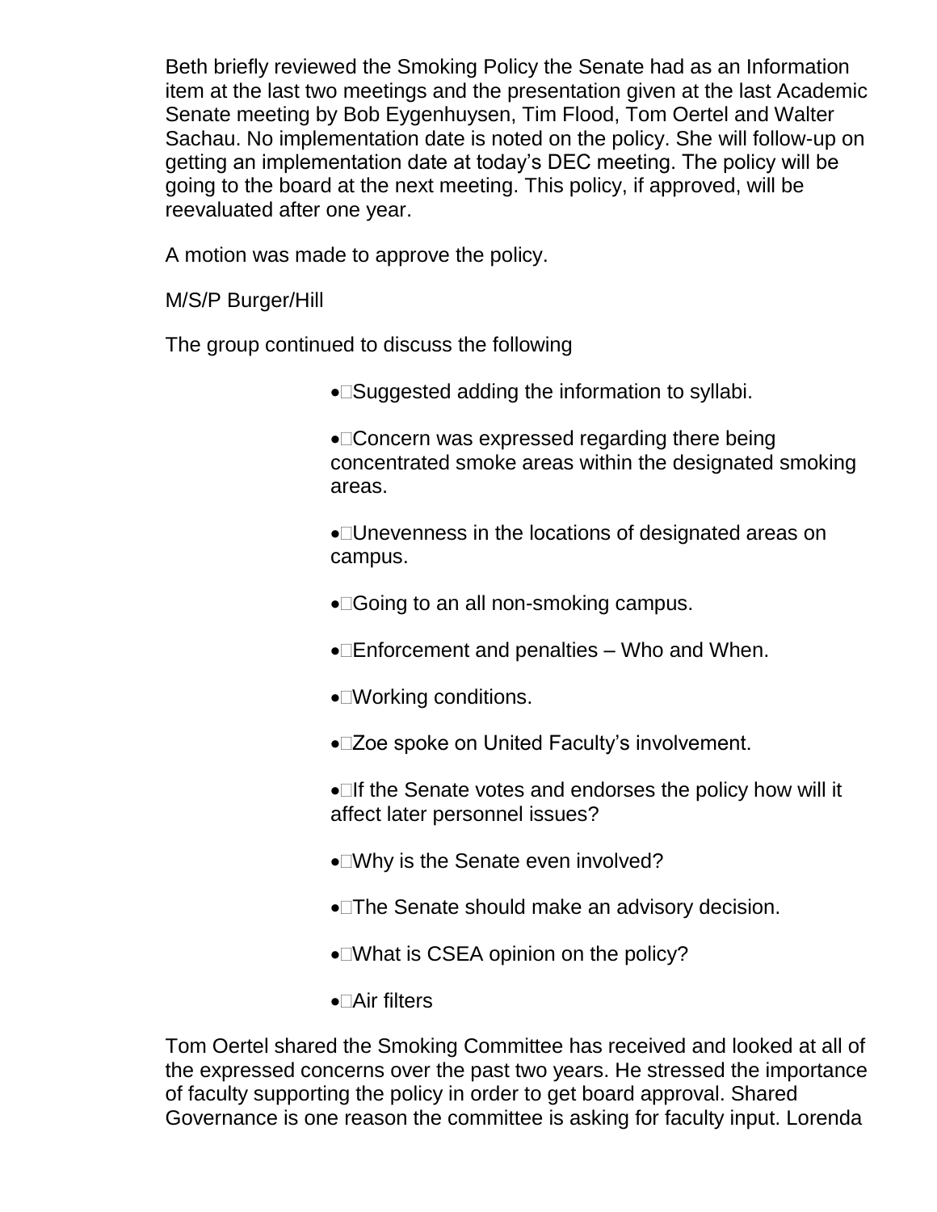Beth briefly reviewed the Smoking Policy the Senate had as an Information item at the last two meetings and the presentation given at the last Academic Senate meeting by Bob Eygenhuysen, Tim Flood, Tom Oertel and Walter Sachau. No implementation date is noted on the policy. She will follow-up on getting an implementation date at today's DEC meeting. The policy will be going to the board at the next meeting. This policy, if approved, will be reevaluated after one year.

A motion was made to approve the policy.

M/S/P Burger/Hill

The group continued to discuss the following

- Suggested adding the information to syllabi.
- Concern was expressed regarding there being concentrated smoke areas within the designated smoking areas.
- Unevenness in the locations of designated areas on campus.
- Going to an all non-smoking campus.
- Enforcement and penalties – Who and When.
- Working conditions.
- Zoe spoke on United Faculty's involvement.
- If the Senate votes and endorses the policy how will it affect later personnel issues?
- Why is the Senate even involved?
- The Senate should make an advisory decision.
- What is CSEA opinion on the policy?
- Air filters

Tom Oertel shared the Smoking Committee has received and looked at all of the expressed concerns over the past two years. He stressed the importance of faculty supporting the policy in order to get board approval. Shared Governance is one reason the committee is asking for faculty input. Lorenda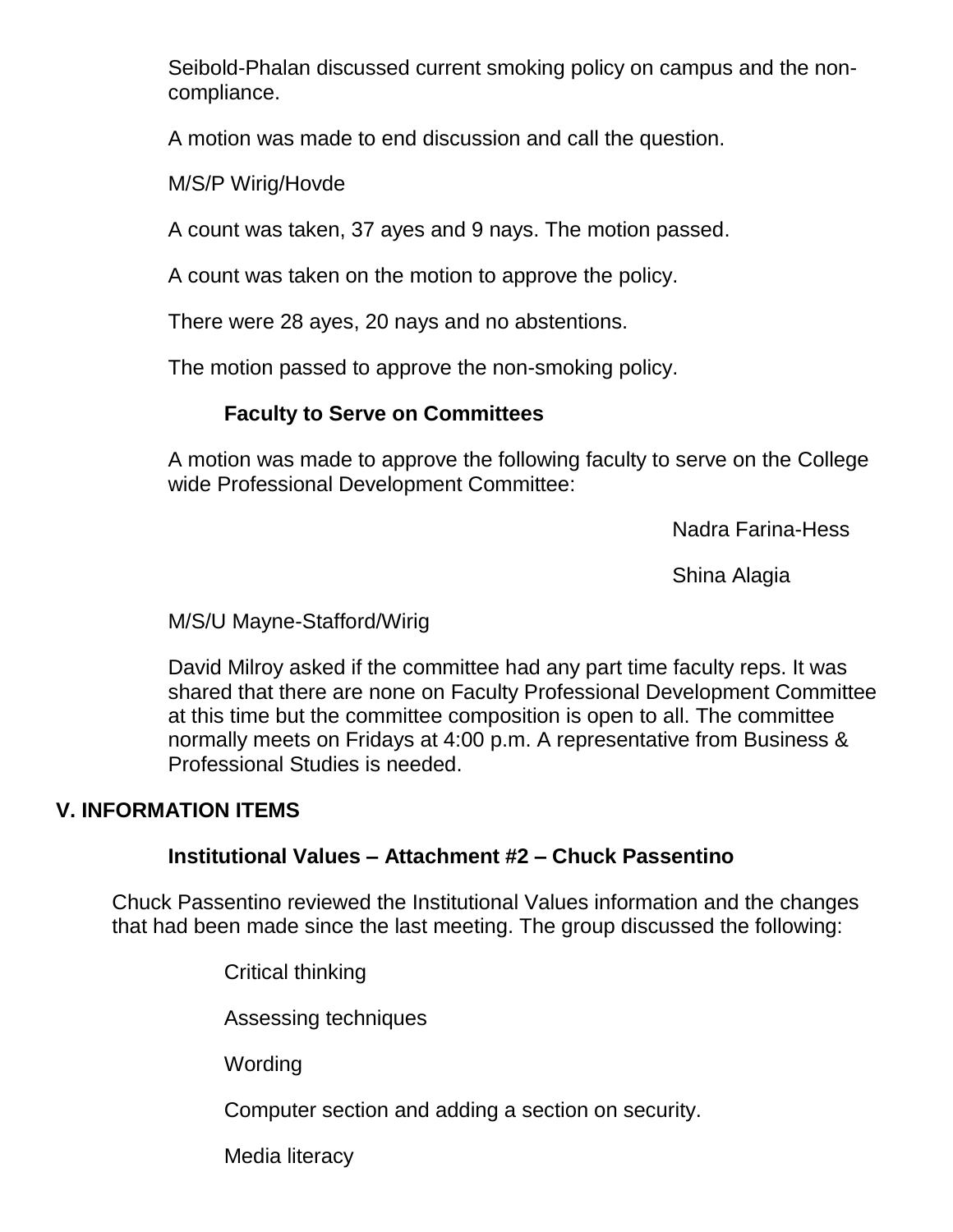Seibold-Phalan discussed current smoking policy on campus and the non-compliance.

A motion was made to end discussion and call the question.

M/S/P Wirig/Hovde

A count was taken, 37 ayes and 9 nays. The motion passed.

A count was taken on the motion to approve the policy.

There were 28 ayes, 20 nays and no abstentions.

The motion passed to approve the non-smoking policy.

**Faculty to Serve on Committees**

A motion was made to approve the following faculty to serve on the College wide Professional Development Committee:

Nadra Farina-Hess

Shina Alagia

M/S/U Mayne-Stafford/Wirig

David Milroy asked if the committee had any part time faculty reps. It was shared that there are none on Faculty Professional Development Committee at this time but the committee composition is open to all. The committee normally meets on Fridays at 4:00 p.m. A representative from Business & Professional Studies is needed.

## V. INFORMATION ITEMS

**Institutional Values – Attachment #2 – Chuck Passentino**

Chuck Passentino reviewed the Institutional Values information and the changes that had been made since the last meeting. The group discussed the following:

Critical thinking

Assessing techniques

Wording

Computer section and adding a section on security.

Media literacy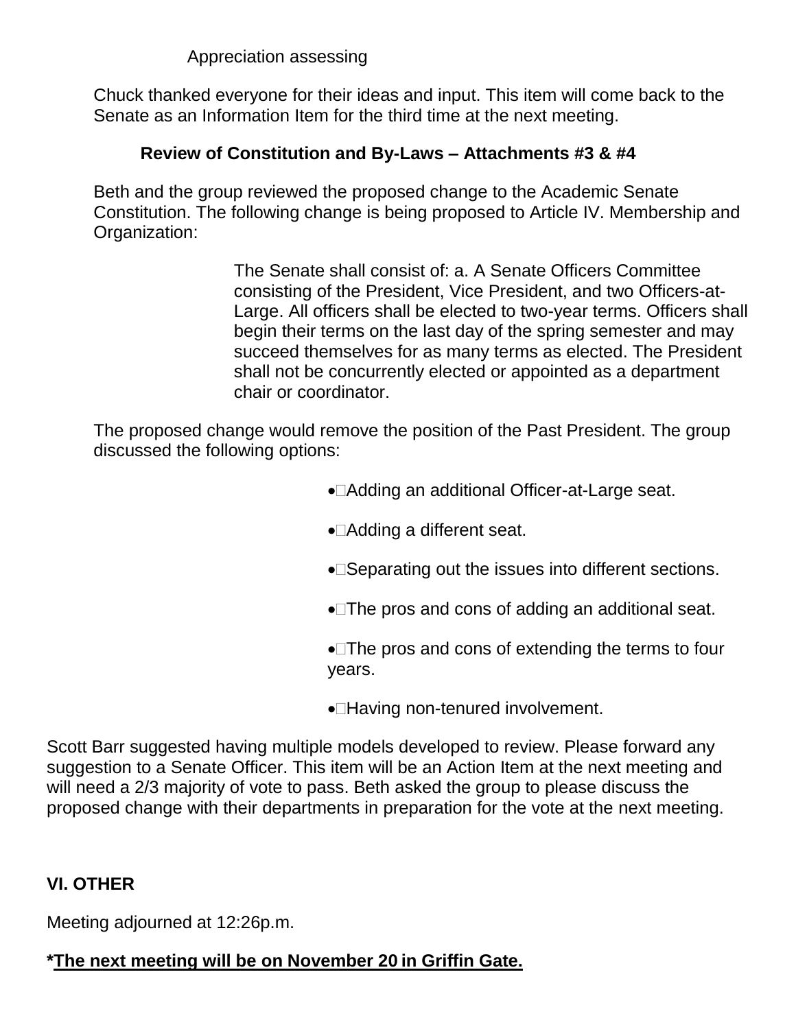Appreciation assessing

Chuck thanked everyone for their ideas and input. This item will come back to the Senate as an Information Item for the third time at the next meeting.

**Review of Constitution and By-Laws – Attachments #3 & #4**

Beth and the group reviewed the proposed change to the Academic Senate Constitution. The following change is being proposed to Article IV. Membership and Organization:

> The Senate shall consist of: a. A Senate Officers Committee consisting of the President, Vice President, and two Officers-at-Large. All officers shall be elected to two-year terms. Officers shall begin their terms on the last day of the spring semester and may succeed themselves for as many terms as elected. The President shall not be concurrently elected or appointed as a department chair or coordinator.

The proposed change would remove the position of the Past President. The group discussed the following options:

- Adding an additional Officer-at-Large seat.
- Adding a different seat.
- Separating out the issues into different sections.
- The pros and cons of adding an additional seat.
- The pros and cons of extending the terms to four years.
- Having non-tenured involvement.

Scott Barr suggested having multiple models developed to review. Please forward any suggestion to a Senate Officer. This item will be an Action Item at the next meeting and will need a 2/3 majority of vote to pass. Beth asked the group to please discuss the proposed change with their departments in preparation for the vote at the next meeting.

## VI. OTHER

Meeting adjourned at 12:26p.m.

***The next meeting will be on November 20 in Griffin Gate.**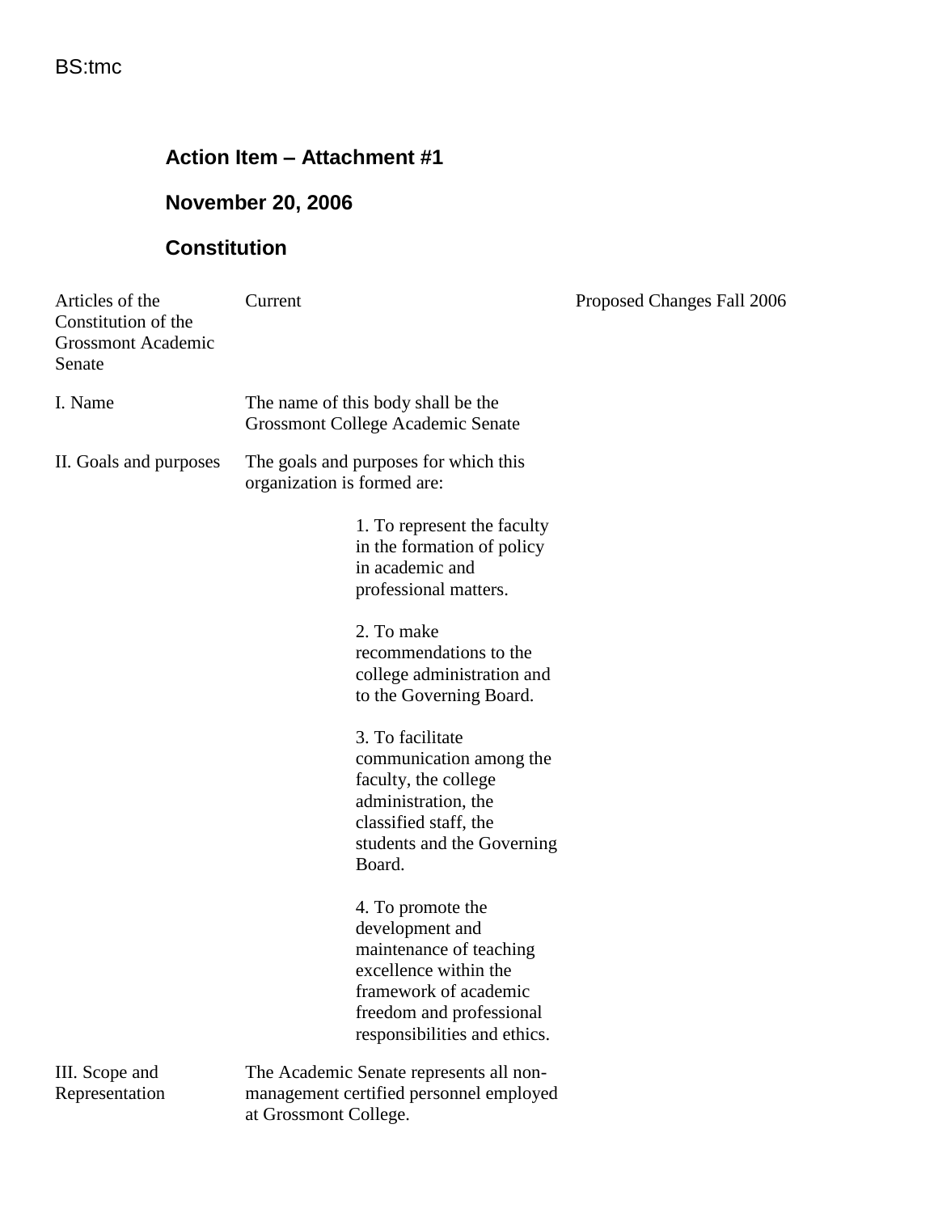BS:tmc

### Action Item – Attachment #1

### November 20, 2006

### Constitution

| Articles of the Constitution of the Grossmont Academic Senate | Current | Proposed Changes Fall 2006 |
|---|---|---|
| I. Name | The name of this body shall be the Grossmont College Academic Senate | |
| II. Goals and purposes | The goals and purposes for which this organization is formed are:<br><br>1. To represent the faculty in the formation of policy in academic and professional matters.<br><br>2. To make recommendations to the college administration and to the Governing Board.<br><br>3. To facilitate communication among the faculty, the college administration, the classified staff, the students and the Governing Board.<br><br>4. To promote the development and maintenance of teaching excellence within the framework of academic freedom and professional responsibilities and ethics. | |
| III. Scope and Representation | The Academic Senate represents all non-management certified personnel employed at Grossmont College. | |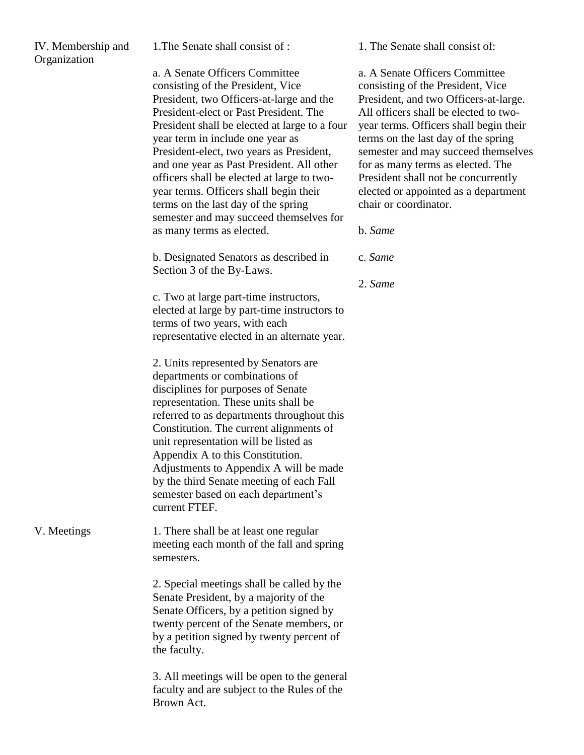| | | |
|---|---|---|
| IV. Membership and Organization | 1.The Senate shall consist of :<br><br>a. A Senate Officers Committee consisting of the President, Vice President, two Officers-at-large and the President-elect or Past President. The President shall be elected at large to a four year term in include one year as President-elect, two years as President, and one year as Past President. All other officers shall be elected at large to two-year terms. Officers shall begin their terms on the last day of the spring semester and may succeed themselves for as many terms as elected.<br><br>b. Designated Senators as described in Section 3 of the By-Laws.<br><br>c. Two at large part-time instructors, elected at large by part-time instructors to terms of two years, with each representative elected in an alternate year.<br><br>2. Units represented by Senators are departments or combinations of disciplines for purposes of Senate representation. These units shall be referred to as departments throughout this Constitution. The current alignments of unit representation will be listed as Appendix A to this Constitution. Adjustments to Appendix A will be made by the third Senate meeting of each Fall semester based on each department's current FTEF. | 1. The Senate shall consist of:<br><br>a. A Senate Officers Committee consisting of the President, Vice President, and two Officers-at-large. All officers shall be elected to two-year terms. Officers shall begin their terms on the last day of the spring semester and may succeed themselves for as many terms as elected. The President shall not be concurrently elected or appointed as a department chair or coordinator.<br><br>b. *Same*<br><br>c. *Same*<br><br>2. *Same* |
| V. Meetings | 1. There shall be at least one regular meeting each month of the fall and spring semesters.<br><br>2. Special meetings shall be called by the Senate President, by a majority of the Senate Officers, by a petition signed by twenty percent of the Senate members, or by a petition signed by twenty percent of the faculty.<br><br>3. All meetings will be open to the general faculty and are subject to the Rules of the Brown Act. | |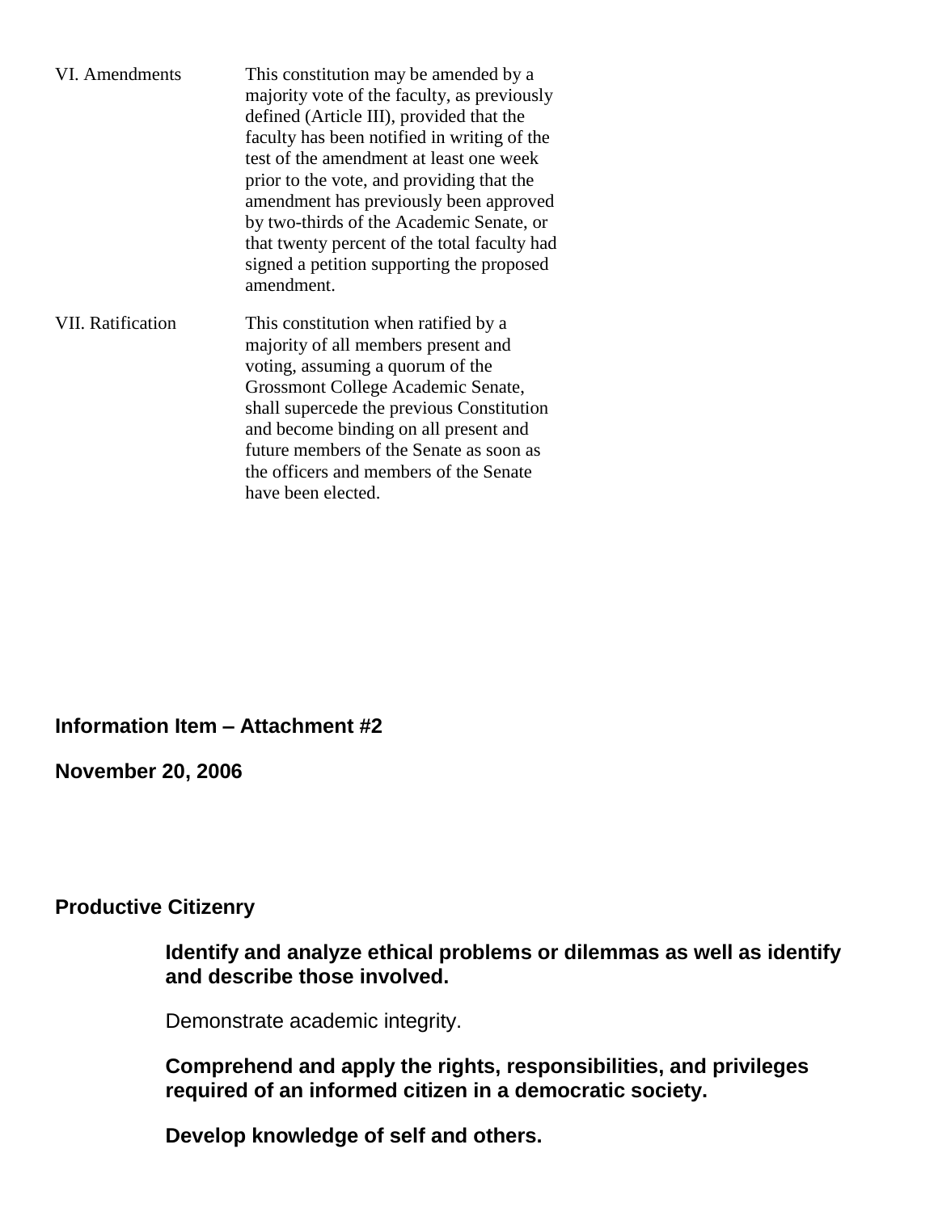| | |
|---|---|
| VI. Amendments | This constitution may be amended by a majority vote of the faculty, as previously defined (Article III), provided that the faculty has been notified in writing of the test of the amendment at least one week prior to the vote, and providing that the amendment has previously been approved by two-thirds of the Academic Senate, or that twenty percent of the total faculty had signed a petition supporting the proposed amendment. |
| VII. Ratification | This constitution when ratified by a majority of all members present and voting, assuming a quorum of the Grossmont College Academic Senate, shall supercede the previous Constitution and become binding on all present and future members of the Senate as soon as the officers and members of the Senate have been elected. |

**Information Item – Attachment #2**

**November 20, 2006**

**Productive Citizenry**

**Identify and analyze ethical problems or dilemmas as well as identify and describe those involved.**

Demonstrate academic integrity.

**Comprehend and apply the rights, responsibilities, and privileges required of an informed citizen in a democratic society.**

**Develop knowledge of self and others.**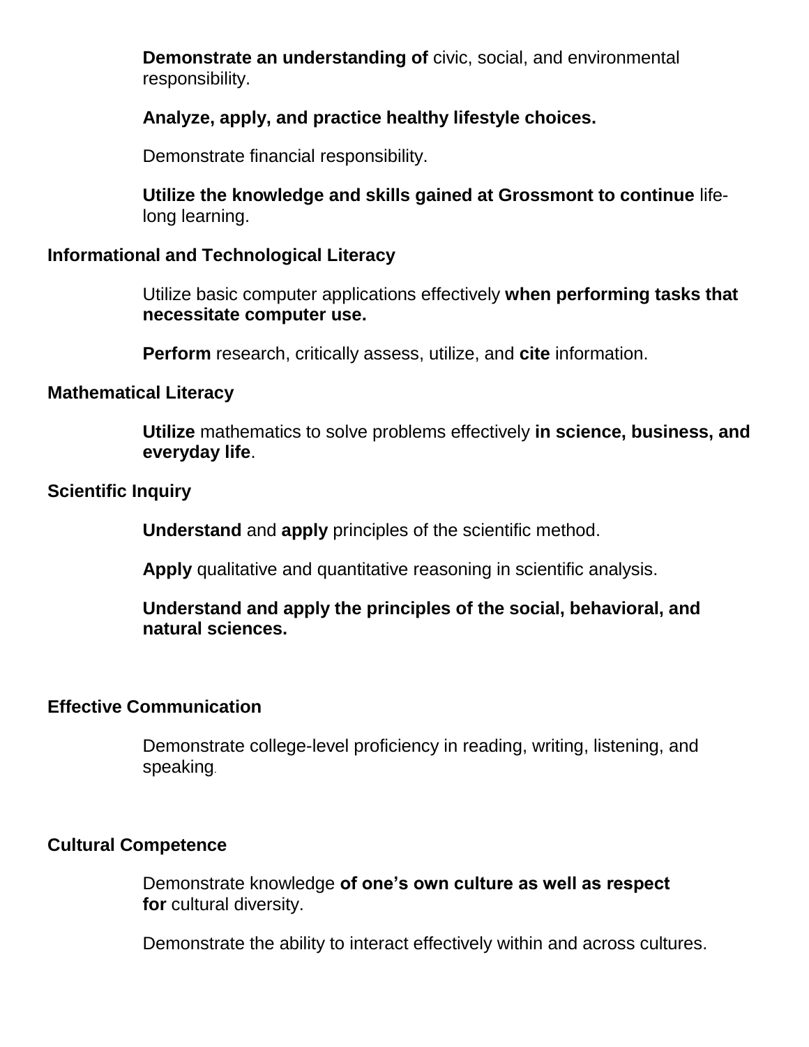**Demonstrate an understanding of** civic, social, and environmental responsibility.

**Analyze, apply, and practice healthy lifestyle choices.**

Demonstrate financial responsibility.

**Utilize the knowledge and skills gained at Grossmont to continue** life-long learning.

**Informational and Technological Literacy**

Utilize basic computer applications effectively **when performing tasks that necessitate computer use.**

**Perform** research, critically assess, utilize, and **cite** information.

**Mathematical Literacy**

**Utilize** mathematics to solve problems effectively **in science, business, and everyday life**.

**Scientific Inquiry**

**Understand** and **apply** principles of the scientific method.

**Apply** qualitative and quantitative reasoning in scientific analysis.

**Understand and apply the principles of the social, behavioral, and natural sciences.**

**Effective Communication**

Demonstrate college-level proficiency in reading, writing, listening, and speaking.

**Cultural Competence**

Demonstrate knowledge **of one's own culture as well as respect for** cultural diversity.

Demonstrate the ability to interact effectively within and across cultures.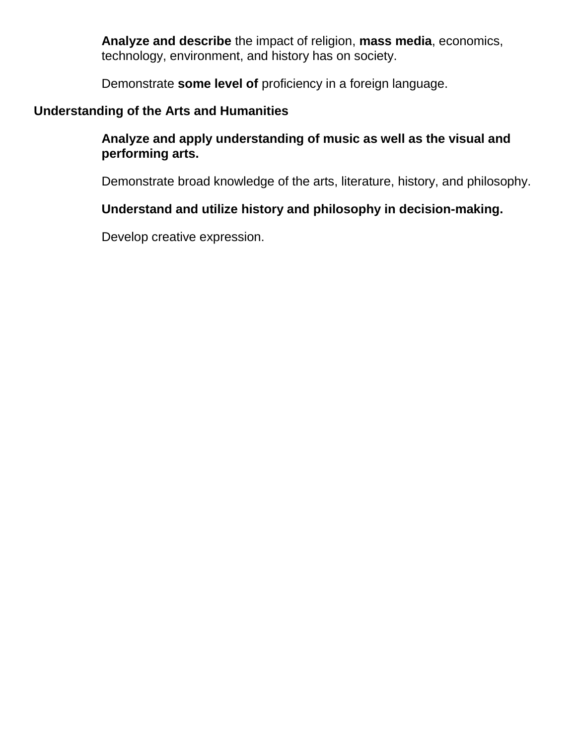**Analyze and describe** the impact of religion, **mass media**, economics, technology, environment, and history has on society.

Demonstrate **some level of** proficiency in a foreign language.

**Understanding of the Arts and Humanities**

**Analyze and apply understanding of music as well as the visual and performing arts.**

Demonstrate broad knowledge of the arts, literature, history, and philosophy.

**Understand and utilize history and philosophy in decision-making.**

Develop creative expression.